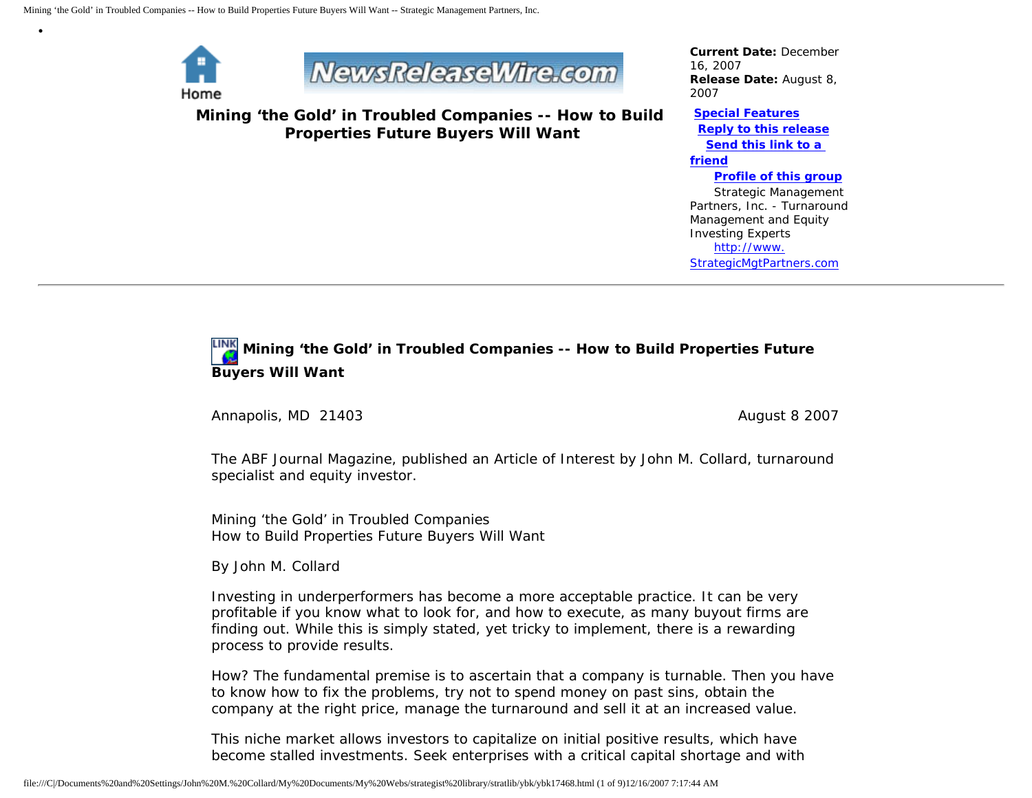Home

NewsReleaseWire.com

# Mining 'the Gold' in Troubled Companies -- How to Build Properties Future Buyers Will Want

**Current Date:** December 16, 2007
**Release Date:** August 8, 2007

[Special Features](#)
[Reply to this release](#)
[Send this link to a friend](#)
[Profile of this group](#)
Strategic Management Partners, Inc. - Turnaround Management and Equity Investing Experts
[http://www.StrategicMgtPartners.com](http://www.StrategicMgtPartners.com)

---

## Mining 'the Gold' in Troubled Companies -- How to Build Properties Future Buyers Will Want

Annapolis, MD 21403 August 8 2007

The ABF Journal Magazine, published an Article of Interest by John M. Collard, turnaround specialist and equity investor.

Mining 'the Gold' in Troubled Companies
How to Build Properties Future Buyers Will Want

By John M. Collard

Investing in underperformers has become a more acceptable practice. It can be very profitable if you know what to look for, and how to execute, as many buyout firms are finding out. While this is simply stated, yet tricky to implement, there is a rewarding process to provide results.

How? The fundamental premise is to ascertain that a company is turnable. Then you have to know how to fix the problems, try not to spend money on past sins, obtain the company at the right price, manage the turnaround and sell it at an increased value.

This niche market allows investors to capitalize on initial positive results, which have become stalled investments. Seek enterprises with a critical capital shortage and with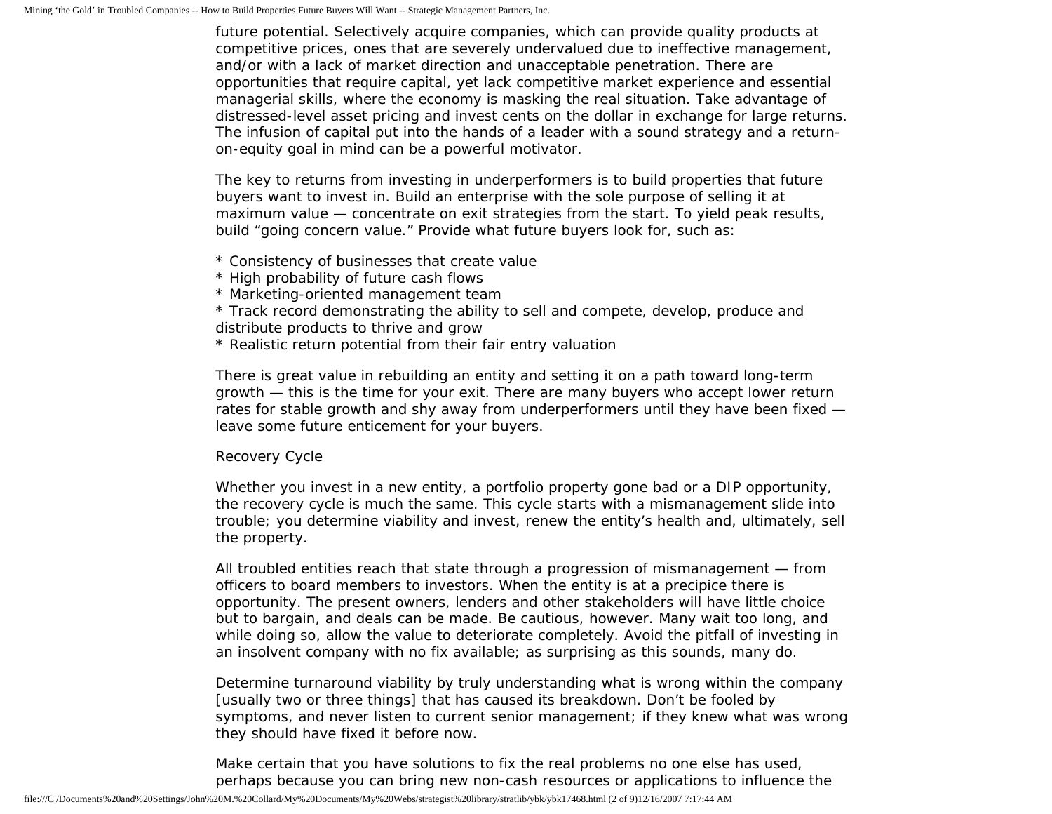future potential. Selectively acquire companies, which can provide quality products at competitive prices, ones that are severely undervalued due to ineffective management, and/or with a lack of market direction and unacceptable penetration. There are opportunities that require capital, yet lack competitive market experience and essential managerial skills, where the economy is masking the real situation. Take advantage of distressed-level asset pricing and invest cents on the dollar in exchange for large returns. The infusion of capital put into the hands of a leader with a sound strategy and a return-on-equity goal in mind can be a powerful motivator.

The key to returns from investing in underperformers is to build properties that future buyers want to invest in. Build an enterprise with the sole purpose of selling it at maximum value — concentrate on exit strategies from the start. To yield peak results, build "going concern value." Provide what future buyers look for, such as:

* Consistency of businesses that create value
* High probability of future cash flows
* Marketing-oriented management team
* Track record demonstrating the ability to sell and compete, develop, produce and distribute products to thrive and grow
* Realistic return potential from their fair entry valuation

There is great value in rebuilding an entity and setting it on a path toward long-term growth — this is the time for your exit. There are many buyers who accept lower return rates for stable growth and shy away from underperformers until they have been fixed — leave some future enticement for your buyers.

## Recovery Cycle

Whether you invest in a new entity, a portfolio property gone bad or a DIP opportunity, the recovery cycle is much the same. This cycle starts with a mismanagement slide into trouble; you determine viability and invest, renew the entity's health and, ultimately, sell the property.

All troubled entities reach that state through a progression of mismanagement — from officers to board members to investors. When the entity is at a precipice there is opportunity. The present owners, lenders and other stakeholders will have little choice but to bargain, and deals can be made. Be cautious, however. Many wait too long, and while doing so, allow the value to deteriorate completely. Avoid the pitfall of investing in an insolvent company with no fix available; as surprising as this sounds, many do.

Determine turnaround viability by truly understanding what is wrong within the company [usually two or three things] that has caused its breakdown. Don't be fooled by symptoms, and never listen to current senior management; if they knew what was wrong they should have fixed it before now.

Make certain that you have solutions to fix the real problems no one else has used, perhaps because you can bring new non-cash resources or applications to influence the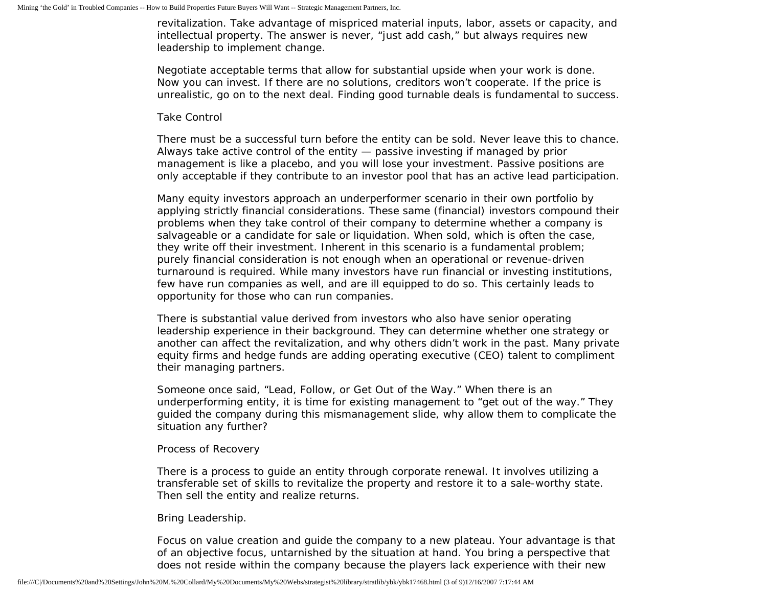revitalization. Take advantage of mispriced material inputs, labor, assets or capacity, and intellectual property. The answer is never, “just add cash,” but always requires new leadership to implement change.

Negotiate acceptable terms that allow for substantial upside when your work is done. Now you can invest. If there are no solutions, creditors won’t cooperate. If the price is unrealistic, go on to the next deal. Finding good turnable deals is fundamental to success.

## Take Control

There must be a successful turn before the entity can be sold. Never leave this to chance. Always take active control of the entity — passive investing if managed by prior management is like a placebo, and you will lose your investment. Passive positions are only acceptable if they contribute to an investor pool that has an active lead participation.

Many equity investors approach an underperformer scenario in their own portfolio by applying strictly financial considerations. These same (financial) investors compound their problems when they take control of their company to determine whether a company is salvageable or a candidate for sale or liquidation. When sold, which is often the case, they write off their investment. Inherent in this scenario is a fundamental problem; purely financial consideration is not enough when an operational or revenue-driven turnaround is required. While many investors have run financial or investing institutions, few have run companies as well, and are ill equipped to do so. This certainly leads to opportunity for those who can run companies.

There is substantial value derived from investors who also have senior operating leadership experience in their background. They can determine whether one strategy or another can affect the revitalization, and why others didn’t work in the past. Many private equity firms and hedge funds are adding operating executive (CEO) talent to compliment their managing partners.

Someone once said, “Lead, Follow, or Get Out of the Way.” When there is an underperforming entity, it is time for existing management to “get out of the way.” They guided the company during this mismanagement slide, why allow them to complicate the situation any further?

## Process of Recovery

There is a process to guide an entity through corporate renewal. It involves utilizing a transferable set of skills to revitalize the property and restore it to a sale-worthy state. Then sell the entity and realize returns.

### Bring Leadership.

Focus on value creation and guide the company to a new plateau. Your advantage is that of an objective focus, untarnished by the situation at hand. You bring a perspective that does not reside within the company because the players lack experience with their new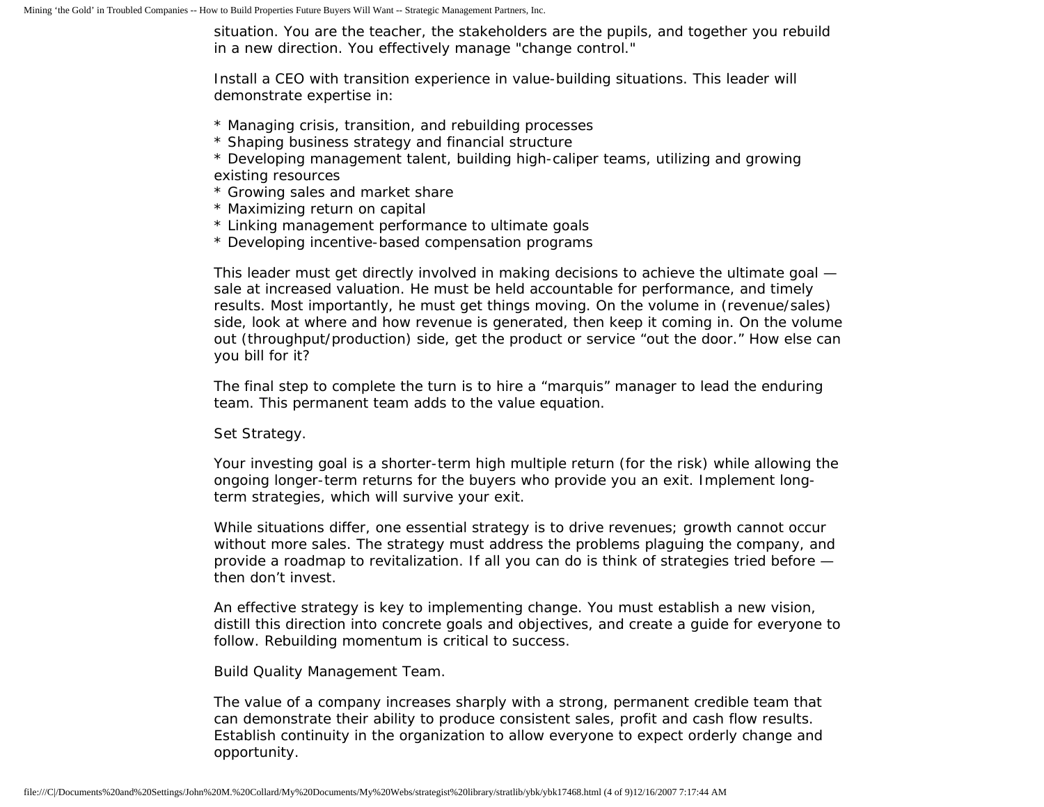situation. You are the teacher, the stakeholders are the pupils, and together you rebuild in a new direction. You effectively manage "change control."

Install a CEO with transition experience in value-building situations. This leader will demonstrate expertise in:

* Managing crisis, transition, and rebuilding processes
* Shaping business strategy and financial structure
* Developing management talent, building high-caliper teams, utilizing and growing existing resources
* Growing sales and market share
* Maximizing return on capital
* Linking management performance to ultimate goals
* Developing incentive-based compensation programs

This leader must get directly involved in making decisions to achieve the ultimate goal — sale at increased valuation. He must be held accountable for performance, and timely results. Most importantly, he must get things moving. On the volume in (revenue/sales) side, look at where and how revenue is generated, then keep it coming in. On the volume out (throughput/production) side, get the product or service “out the door.” How else can you bill for it?

The final step to complete the turn is to hire a “marquis” manager to lead the enduring team. This permanent team adds to the value equation.

Set Strategy.

Your investing goal is a shorter-term high multiple return (for the risk) while allowing the ongoing longer-term returns for the buyers who provide you an exit. Implement long-term strategies, which will survive your exit.

While situations differ, one essential strategy is to drive revenues; growth cannot occur without more sales. The strategy must address the problems plaguing the company, and provide a roadmap to revitalization. If all you can do is think of strategies tried before — then don’t invest.

An effective strategy is key to implementing change. You must establish a new vision, distill this direction into concrete goals and objectives, and create a guide for everyone to follow. Rebuilding momentum is critical to success.

Build Quality Management Team.

The value of a company increases sharply with a strong, permanent credible team that can demonstrate their ability to produce consistent sales, profit and cash flow results. Establish continuity in the organization to allow everyone to expect orderly change and opportunity.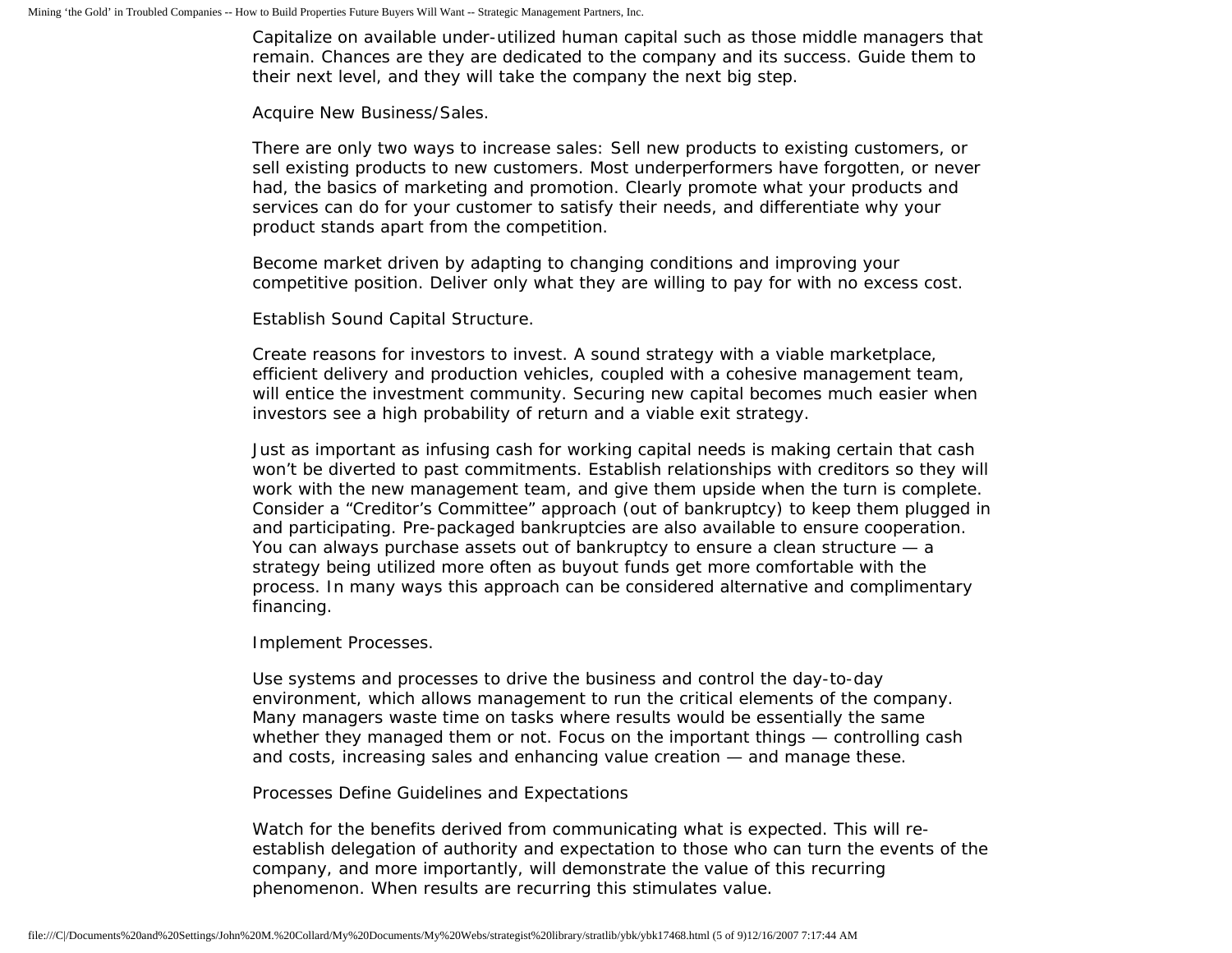Capitalize on available under-utilized human capital such as those middle managers that remain. Chances are they are dedicated to the company and its success. Guide them to their next level, and they will take the company the next big step.

Acquire New Business/Sales.

There are only two ways to increase sales: Sell new products to existing customers, or sell existing products to new customers. Most underperformers have forgotten, or never had, the basics of marketing and promotion. Clearly promote what your products and services can do for your customer to satisfy their needs, and differentiate why your product stands apart from the competition.

Become market driven by adapting to changing conditions and improving your competitive position. Deliver only what they are willing to pay for with no excess cost.

Establish Sound Capital Structure.

Create reasons for investors to invest. A sound strategy with a viable marketplace, efficient delivery and production vehicles, coupled with a cohesive management team, will entice the investment community. Securing new capital becomes much easier when investors see a high probability of return and a viable exit strategy.

Just as important as infusing cash for working capital needs is making certain that cash won’t be diverted to past commitments. Establish relationships with creditors so they will work with the new management team, and give them upside when the turn is complete. Consider a “Creditor’s Committee” approach (out of bankruptcy) to keep them plugged in and participating. Pre-packaged bankruptcies are also available to ensure cooperation. You can always purchase assets out of bankruptcy to ensure a clean structure — a strategy being utilized more often as buyout funds get more comfortable with the process. In many ways this approach can be considered alternative and complimentary financing.

Implement Processes.

Use systems and processes to drive the business and control the day-to-day environment, which allows management to run the critical elements of the company. Many managers waste time on tasks where results would be essentially the same whether they managed them or not. Focus on the important things — controlling cash and costs, increasing sales and enhancing value creation — and manage these.

Processes Define Guidelines and Expectations

Watch for the benefits derived from communicating what is expected. This will re-establish delegation of authority and expectation to those who can turn the events of the company, and more importantly, will demonstrate the value of this recurring phenomenon. When results are recurring this stimulates value.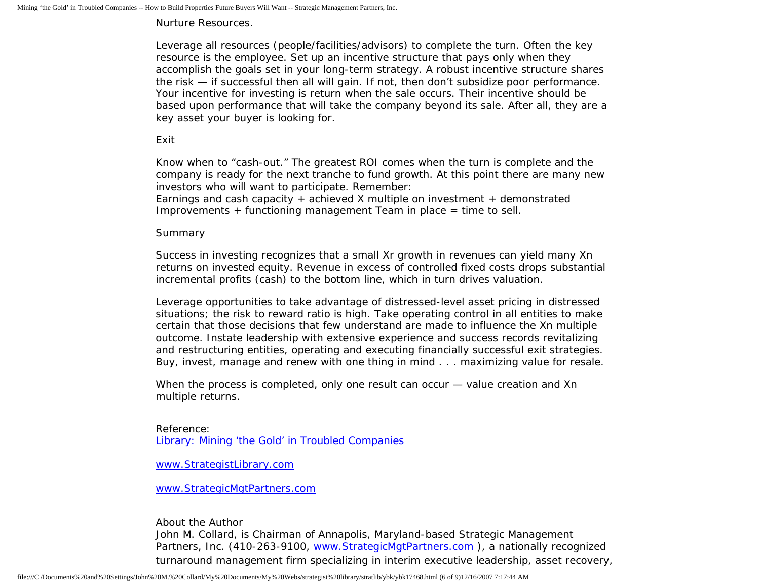Nurture Resources.

Leverage all resources (people/facilities/advisors) to complete the turn. Often the key resource is the employee. Set up an incentive structure that pays only when they accomplish the goals set in your long-term strategy. A robust incentive structure shares the risk — if successful then all will gain. If not, then don't subsidize poor performance. Your incentive for investing is return when the sale occurs. Their incentive should be based upon performance that will take the company beyond its sale. After all, they are a key asset your buyer is looking for.

Exit

Know when to "cash-out." The greatest ROI comes when the turn is complete and the company is ready for the next tranche to fund growth. At this point there are many new investors who will want to participate. Remember:
Earnings and cash capacity + achieved X multiple on investment + demonstrated Improvements + functioning management Team in place = time to sell.

Summary

Success in investing recognizes that a small Xr growth in revenues can yield many Xn returns on invested equity. Revenue in excess of controlled fixed costs drops substantial incremental profits (cash) to the bottom line, which in turn drives valuation.

Leverage opportunities to take advantage of distressed-level asset pricing in distressed situations; the risk to reward ratio is high. Take operating control in all entities to make certain that those decisions that few understand are made to influence the Xn multiple outcome. Instate leadership with extensive experience and success records revitalizing and restructuring entities, operating and executing financially successful exit strategies. Buy, invest, manage and renew with one thing in mind . . . maximizing value for resale.

When the process is completed, only one result can occur — value creation and Xn multiple returns.

Reference:
[Library: Mining 'the Gold' in Troubled Companies](#)

[www.StrategistLibrary.com](http://www.StrategistLibrary.com)

[www.StrategicMgtPartners.com](http://www.StrategicMgtPartners.com)

About the Author
John M. Collard, is Chairman of Annapolis, Maryland-based Strategic Management Partners, Inc. (410-263-9100, [www.StrategicMgtPartners.com](http://www.StrategicMgtPartners.com) ), a nationally recognized turnaround management firm specializing in interim executive leadership, asset recovery,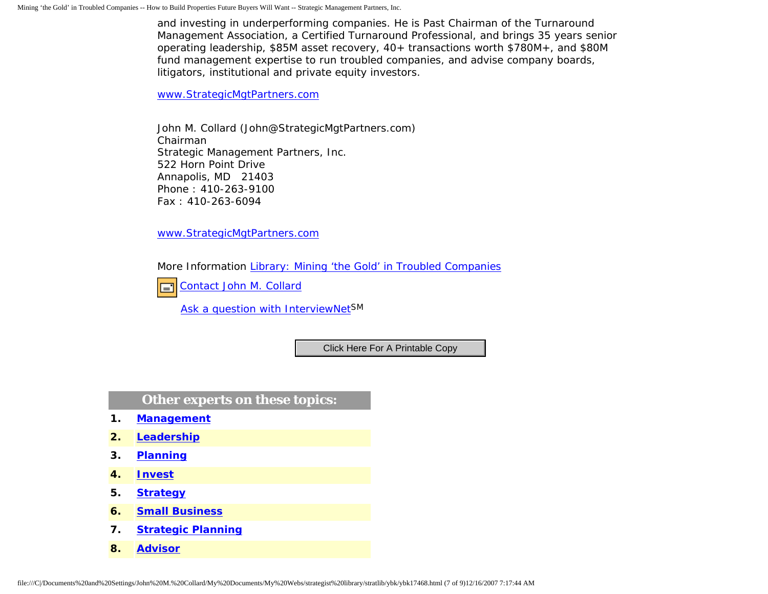and investing in underperforming companies. He is Past Chairman of the Turnaround Management Association, a Certified Turnaround Professional, and brings 35 years senior operating leadership, $85M asset recovery, 40+ transactions worth $780M+, and $80M fund management expertise to run troubled companies, and advise company boards, litigators, institutional and private equity investors.

[www.StrategicMgtPartners.com](http://www.StrategicMgtPartners.com)

John M. Collard (John@StrategicMgtPartners.com)
Chairman
Strategic Management Partners, Inc.
522 Horn Point Drive
Annapolis, MD 21403
Phone : 410-263-9100
Fax : 410-263-6094

[www.StrategicMgtPartners.com](http://www.StrategicMgtPartners.com)

More Information Library: Mining 'the Gold' in Troubled Companies

Contact John M. Collard

Ask a question with InterviewNet[SM]

Click Here For A Printable Copy

## Other experts on these topics:

1. **Management**
2. **Leadership**
3. **Planning**
4. **Invest**
5. **Strategy**
6. **Small Business**
7. **Strategic Planning**
8. **Advisor**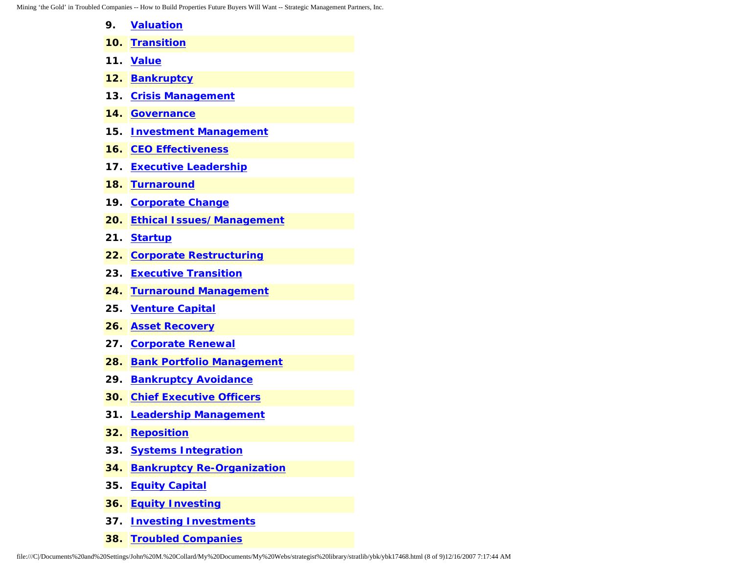9. **Valuation**
10. **Transition**
11. **Value**
12. **Bankruptcy**
13. **Crisis Management**
14. **Governance**
15. **Investment Management**
16. **CEO Effectiveness**
17. **Executive Leadership**
18. **Turnaround**
19. **Corporate Change**
20. **Ethical Issues/Management**
21. **Startup**
22. **Corporate Restructuring**
23. **Executive Transition**
24. **Turnaround Management**
25. **Venture Capital**
26. **Asset Recovery**
27. **Corporate Renewal**
28. **Bank Portfolio Management**
29. **Bankruptcy Avoidance**
30. **Chief Executive Officers**
31. **Leadership Management**
32. **Reposition**
33. **Systems Integration**
34. **Bankruptcy Re-Organization**
35. **Equity Capital**
36. **Equity Investing**
37. **Investing Investments**
38. **Troubled Companies**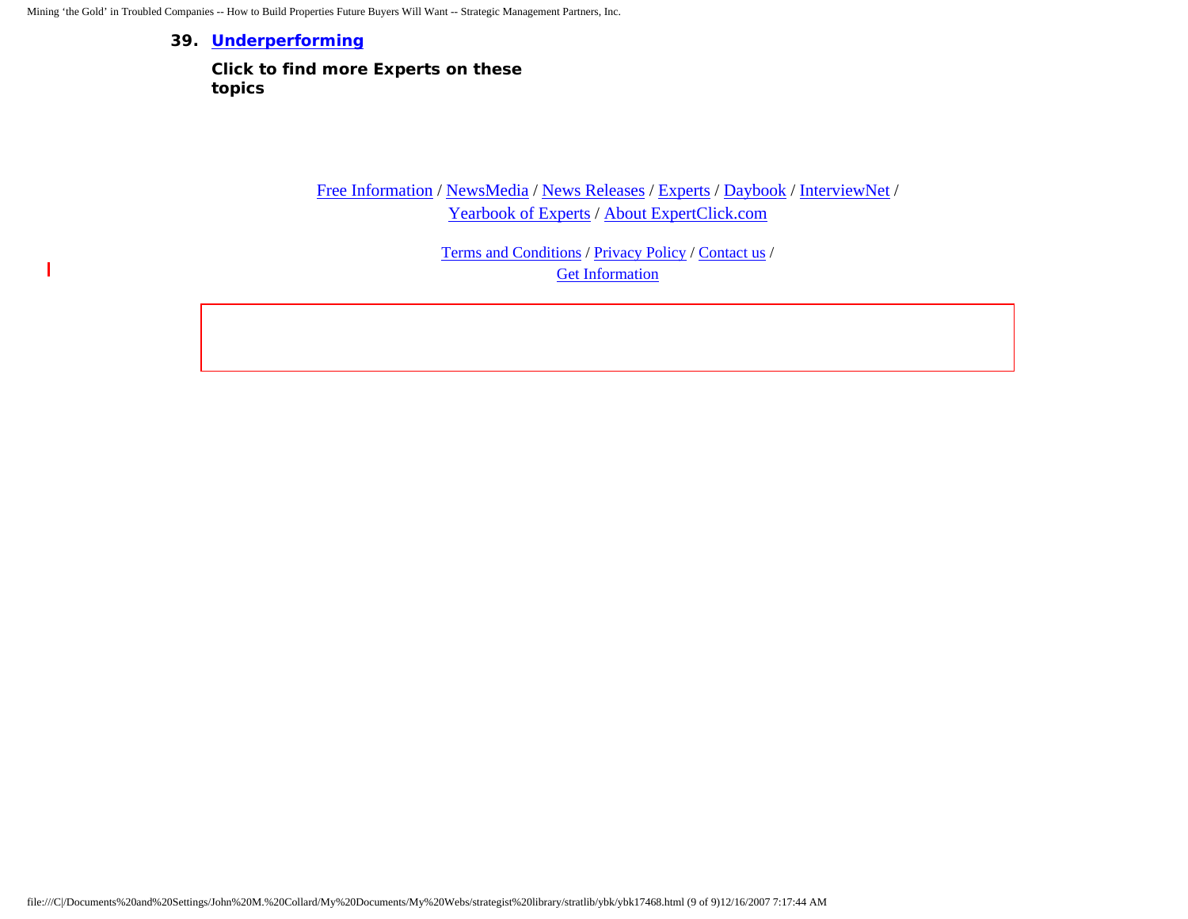39. Underperforming

**Click to find more Experts on these topics**

Free Information / NewsMedia / News Releases / Experts / Daybook / InterviewNet / Yearbook of Experts / About ExpertClick.com

Terms and Conditions / Privacy Policy / Contact us / Get Information